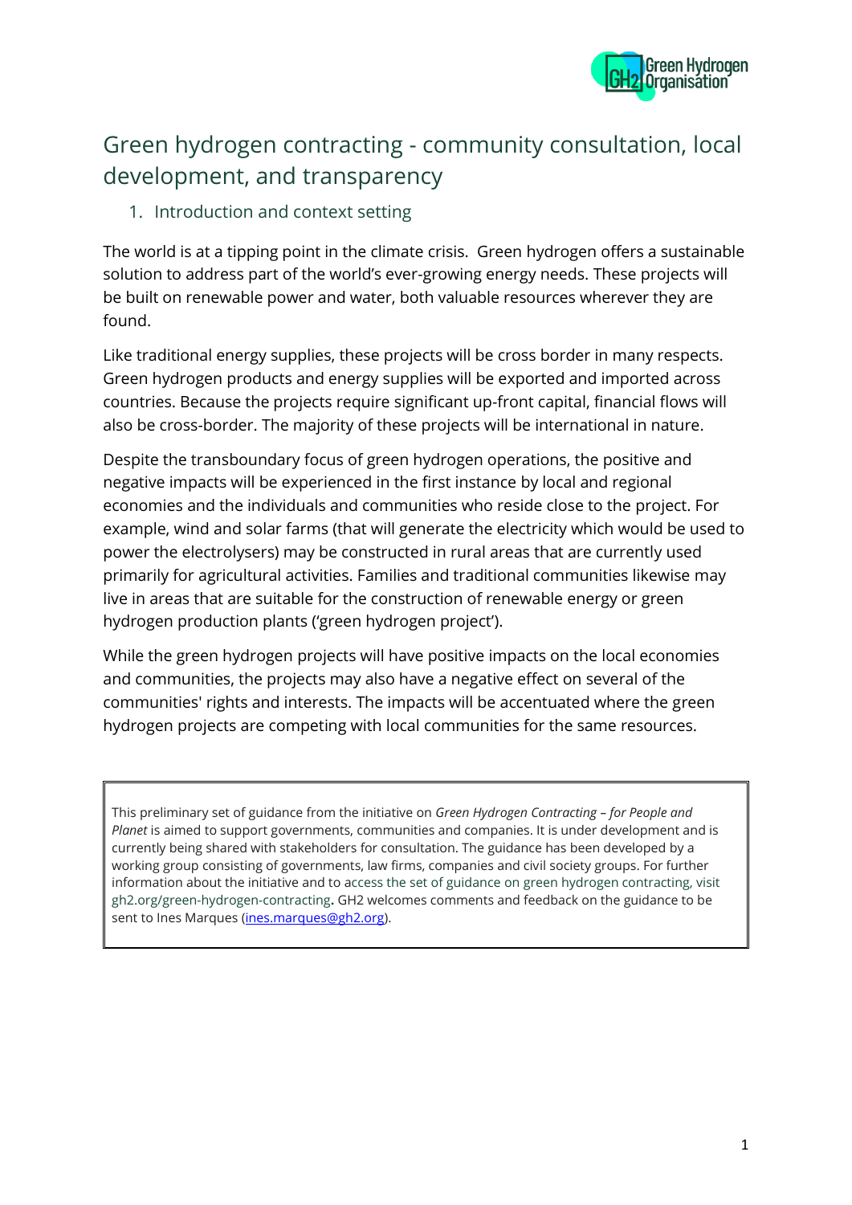# Green hydrogen contracting - community consultation, local development, and transparency

## 1. Introduction and context setting

The world is at a tipping point in the climate crisis. Green hydrogen offers a sustainable solution to address part of the world's ever-growing energy needs. These projects will be built on renewable power and water, both valuable resources wherever they are found.

Like traditional energy supplies, these projects will be cross border in many respects. Green hydrogen products and energy supplies will be exported and imported across countries. Because the projects require significant up-front capital, financial flows will also be cross-border. The majority of these projects will be international in nature.

Despite the transboundary focus of green hydrogen operations, the positive and negative impacts will be experienced in the first instance by local and regional economies and the individuals and communities who reside close to the project. For example, wind and solar farms (that will generate the electricity which would be used to power the electrolysers) may be constructed in rural areas that are currently used primarily for agricultural activities. Families and traditional communities likewise may live in areas that are suitable for the construction of renewable energy or green hydrogen production plants ('green hydrogen project').

While the green hydrogen projects will have positive impacts on the local economies and communities, the projects may also have a negative effect on several of the communities' rights and interests. The impacts will be accentuated where the green hydrogen projects are competing with local communities for the same resources.

> This preliminary set of guidance from the initiative on *Green Hydrogen Contracting – for People and Planet* is aimed to support governments, communities and companies. It is under development and is currently being shared with stakeholders for consultation. The guidance has been developed by a working group consisting of governments, law firms, companies and civil society groups. For further information about the initiative and to access the set of guidance on green hydrogen contracting, visit gh2.org/green-hydrogen-contracting. GH2 welcomes comments and feedback on the guidance to be sent to Ines Marques (ines.marques@gh2.org).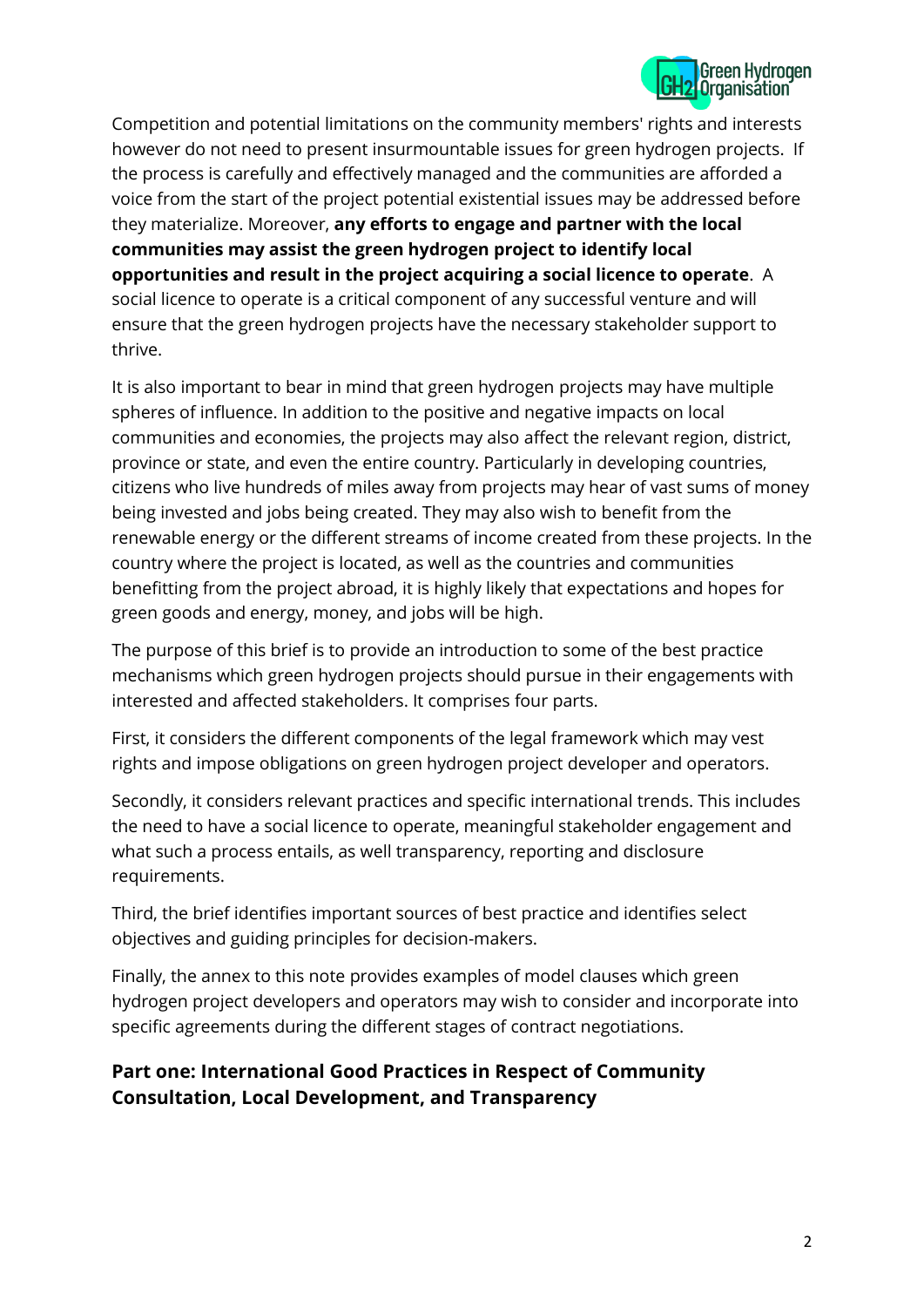Competition and potential limitations on the community members' rights and interests however do not need to present insurmountable issues for green hydrogen projects. If the process is carefully and effectively managed and the communities are afforded a voice from the start of the project potential existential issues may be addressed before they materialize. Moreover, **any efforts to engage and partner with the local communities may assist the green hydrogen project to identify local opportunities and result in the project acquiring a social licence to operate**. A social licence to operate is a critical component of any successful venture and will ensure that the green hydrogen projects have the necessary stakeholder support to thrive.

It is also important to bear in mind that green hydrogen projects may have multiple spheres of influence. In addition to the positive and negative impacts on local communities and economies, the projects may also affect the relevant region, district, province or state, and even the entire country. Particularly in developing countries, citizens who live hundreds of miles away from projects may hear of vast sums of money being invested and jobs being created. They may also wish to benefit from the renewable energy or the different streams of income created from these projects. In the country where the project is located, as well as the countries and communities benefitting from the project abroad, it is highly likely that expectations and hopes for green goods and energy, money, and jobs will be high.

The purpose of this brief is to provide an introduction to some of the best practice mechanisms which green hydrogen projects should pursue in their engagements with interested and affected stakeholders. It comprises four parts.

First, it considers the different components of the legal framework which may vest rights and impose obligations on green hydrogen project developer and operators.

Secondly, it considers relevant practices and specific international trends. This includes the need to have a social licence to operate, meaningful stakeholder engagement and what such a process entails, as well transparency, reporting and disclosure requirements.

Third, the brief identifies important sources of best practice and identifies select objectives and guiding principles for decision-makers.

Finally, the annex to this note provides examples of model clauses which green hydrogen project developers and operators may wish to consider and incorporate into specific agreements during the different stages of contract negotiations.

## Part one: International Good Practices in Respect of Community Consultation, Local Development, and Transparency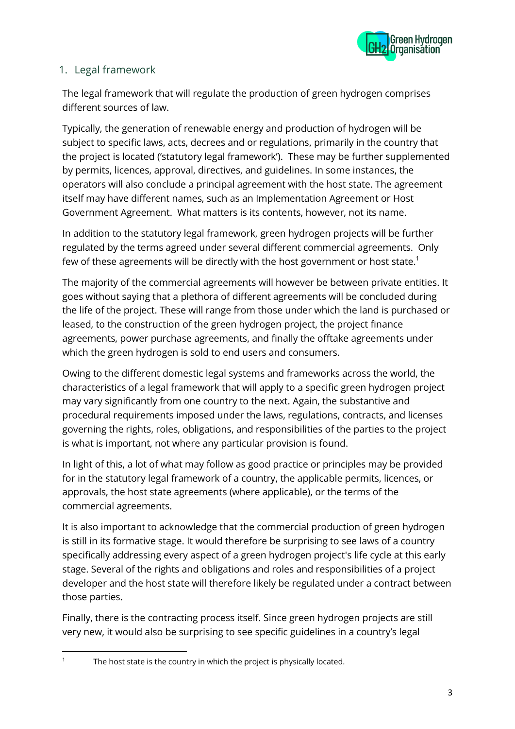## 1. Legal framework

The legal framework that will regulate the production of green hydrogen comprises different sources of law.

Typically, the generation of renewable energy and production of hydrogen will be subject to specific laws, acts, decrees and or regulations, primarily in the country that the project is located ('statutory legal framework'). These may be further supplemented by permits, licences, approval, directives, and guidelines. In some instances, the operators will also conclude a principal agreement with the host state. The agreement itself may have different names, such as an Implementation Agreement or Host Government Agreement. What matters is its contents, however, not its name.

In addition to the statutory legal framework, green hydrogen projects will be further regulated by the terms agreed under several different commercial agreements. Only few of these agreements will be directly with the host government or host state.[1]

The majority of the commercial agreements will however be between private entities. It goes without saying that a plethora of different agreements will be concluded during the life of the project. These will range from those under which the land is purchased or leased, to the construction of the green hydrogen project, the project finance agreements, power purchase agreements, and finally the offtake agreements under which the green hydrogen is sold to end users and consumers.

Owing to the different domestic legal systems and frameworks across the world, the characteristics of a legal framework that will apply to a specific green hydrogen project may vary significantly from one country to the next. Again, the substantive and procedural requirements imposed under the laws, regulations, contracts, and licenses governing the rights, roles, obligations, and responsibilities of the parties to the project is what is important, not where any particular provision is found.

In light of this, a lot of what may follow as good practice or principles may be provided for in the statutory legal framework of a country, the applicable permits, licences, or approvals, the host state agreements (where applicable), or the terms of the commercial agreements.

It is also important to acknowledge that the commercial production of green hydrogen is still in its formative stage. It would therefore be surprising to see laws of a country specifically addressing every aspect of a green hydrogen project's life cycle at this early stage. Several of the rights and obligations and roles and responsibilities of a project developer and the host state will therefore likely be regulated under a contract between those parties.

Finally, there is the contracting process itself. Since green hydrogen projects are still very new, it would also be surprising to see specific guidelines in a country's legal

---

[1] The host state is the country in which the project is physically located.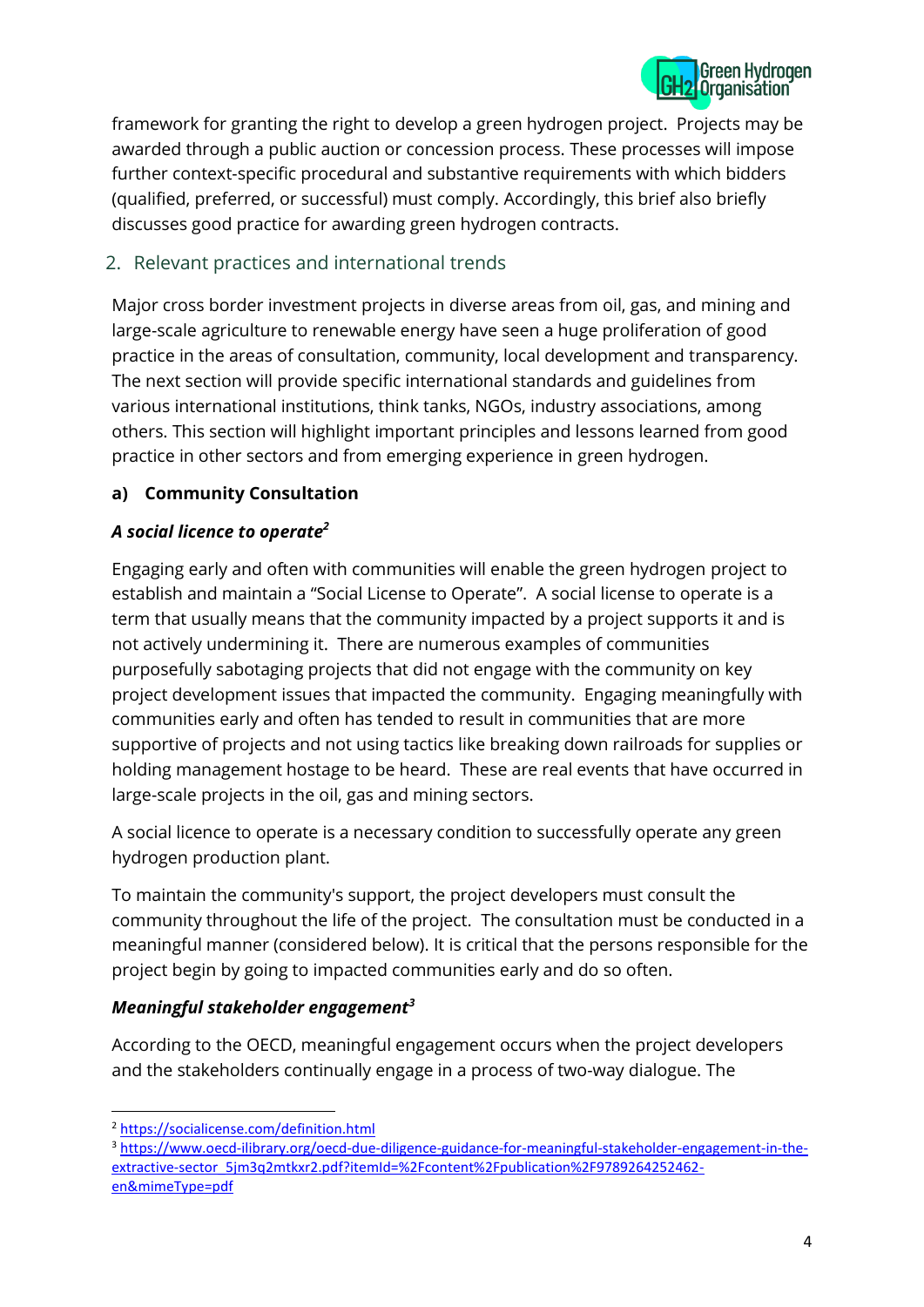framework for granting the right to develop a green hydrogen project. Projects may be awarded through a public auction or concession process. These processes will impose further context-specific procedural and substantive requirements with which bidders (qualified, preferred, or successful) must comply. Accordingly, this brief also briefly discusses good practice for awarding green hydrogen contracts.

## 2. Relevant practices and international trends

Major cross border investment projects in diverse areas from oil, gas, and mining and large-scale agriculture to renewable energy have seen a huge proliferation of good practice in the areas of consultation, community, local development and transparency. The next section will provide specific international standards and guidelines from various international institutions, think tanks, NGOs, industry associations, among others. This section will highlight important principles and lessons learned from good practice in other sectors and from emerging experience in green hydrogen.

### a) Community Consultation

***A social licence to operate*[2]**

Engaging early and often with communities will enable the green hydrogen project to establish and maintain a "Social License to Operate". A social license to operate is a term that usually means that the community impacted by a project supports it and is not actively undermining it. There are numerous examples of communities purposefully sabotaging projects that did not engage with the community on key project development issues that impacted the community. Engaging meaningfully with communities early and often has tended to result in communities that are more supportive of projects and not using tactics like breaking down railroads for supplies or holding management hostage to be heard. These are real events that have occurred in large-scale projects in the oil, gas and mining sectors.

A social licence to operate is a necessary condition to successfully operate any green hydrogen production plant.

To maintain the community's support, the project developers must consult the community throughout the life of the project. The consultation must be conducted in a meaningful manner (considered below). It is critical that the persons responsible for the project begin by going to impacted communities early and do so often.

***Meaningful stakeholder engagement*[3]**

According to the OECD, meaningful engagement occurs when the project developers and the stakeholders continually engage in a process of two-way dialogue. The

---

[2] https://socialicense.com/definition.html

[3] https://www.oecd-ilibrary.org/oecd-due-diligence-guidance-for-meaningful-stakeholder-engagement-in-the-extractive-sector_5jm3q2mtkxr2.pdf?itemId=%2Fcontent%2Fpublication%2F9789264252462-en&mimeType=pdf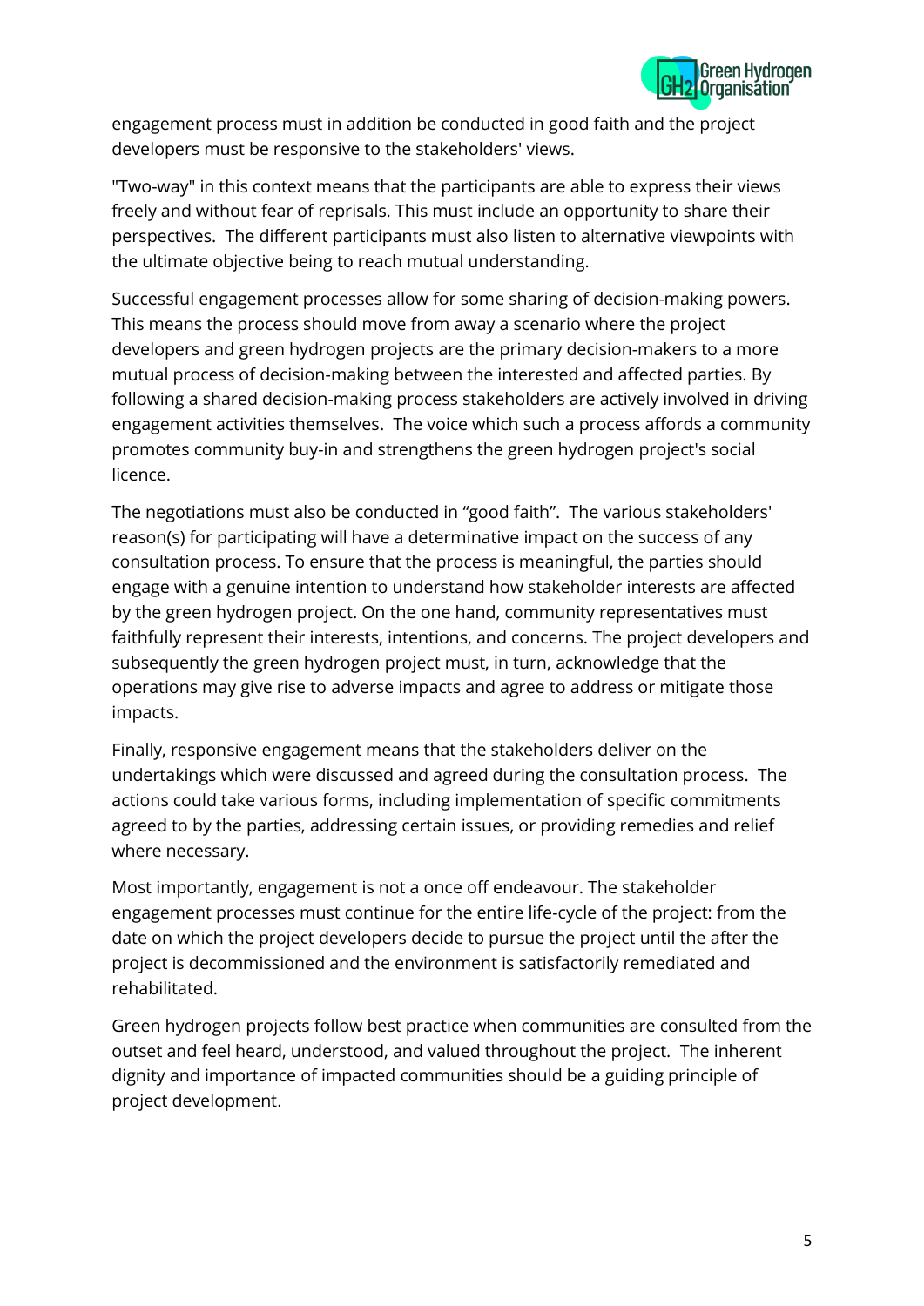engagement process must in addition be conducted in good faith and the project developers must be responsive to the stakeholders' views.

"Two-way" in this context means that the participants are able to express their views freely and without fear of reprisals. This must include an opportunity to share their perspectives. The different participants must also listen to alternative viewpoints with the ultimate objective being to reach mutual understanding.

Successful engagement processes allow for some sharing of decision-making powers. This means the process should move from away a scenario where the project developers and green hydrogen projects are the primary decision-makers to a more mutual process of decision-making between the interested and affected parties. By following a shared decision-making process stakeholders are actively involved in driving engagement activities themselves. The voice which such a process affords a community promotes community buy-in and strengthens the green hydrogen project's social licence.

The negotiations must also be conducted in "good faith". The various stakeholders' reason(s) for participating will have a determinative impact on the success of any consultation process. To ensure that the process is meaningful, the parties should engage with a genuine intention to understand how stakeholder interests are affected by the green hydrogen project. On the one hand, community representatives must faithfully represent their interests, intentions, and concerns. The project developers and subsequently the green hydrogen project must, in turn, acknowledge that the operations may give rise to adverse impacts and agree to address or mitigate those impacts.

Finally, responsive engagement means that the stakeholders deliver on the undertakings which were discussed and agreed during the consultation process. The actions could take various forms, including implementation of specific commitments agreed to by the parties, addressing certain issues, or providing remedies and relief where necessary.

Most importantly, engagement is not a once off endeavour. The stakeholder engagement processes must continue for the entire life-cycle of the project: from the date on which the project developers decide to pursue the project until the after the project is decommissioned and the environment is satisfactorily remediated and rehabilitated.

Green hydrogen projects follow best practice when communities are consulted from the outset and feel heard, understood, and valued throughout the project. The inherent dignity and importance of impacted communities should be a guiding principle of project development.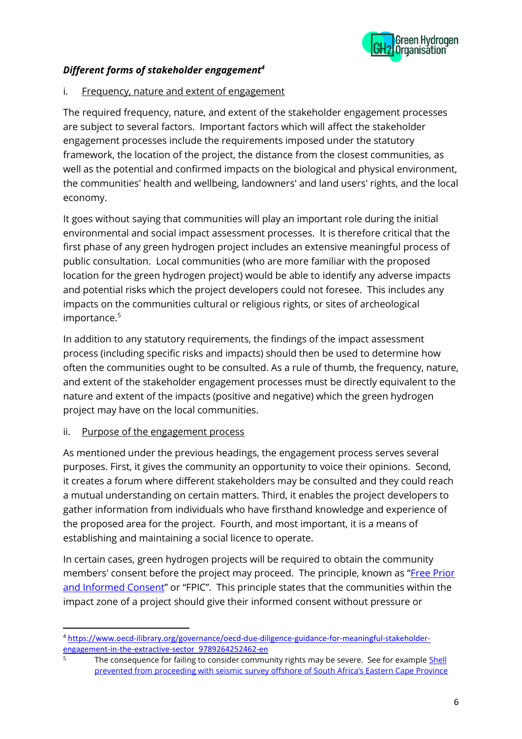### *Different forms of stakeholder engagement*[4]

i. Frequency, nature and extent of engagement

The required frequency, nature, and extent of the stakeholder engagement processes are subject to several factors. Important factors which will affect the stakeholder engagement processes include the requirements imposed under the statutory framework, the location of the project, the distance from the closest communities, as well as the potential and confirmed impacts on the biological and physical environment, the communities' health and wellbeing, landowners' and land users' rights, and the local economy.

It goes without saying that communities will play an important role during the initial environmental and social impact assessment processes. It is therefore critical that the first phase of any green hydrogen project includes an extensive meaningful process of public consultation. Local communities (who are more familiar with the proposed location for the green hydrogen project) would be able to identify any adverse impacts and potential risks which the project developers could not foresee. This includes any impacts on the communities cultural or religious rights, or sites of archeological importance.[5]

In addition to any statutory requirements, the findings of the impact assessment process (including specific risks and impacts) should then be used to determine how often the communities ought to be consulted. As a rule of thumb, the frequency, nature, and extent of the stakeholder engagement processes must be directly equivalent to the nature and extent of the impacts (positive and negative) which the green hydrogen project may have on the local communities.

ii. Purpose of the engagement process

As mentioned under the previous headings, the engagement process serves several purposes. First, it gives the community an opportunity to voice their opinions. Second, it creates a forum where different stakeholders may be consulted and they could reach a mutual understanding on certain matters. Third, it enables the project developers to gather information from individuals who have firsthand knowledge and experience of the proposed area for the project. Fourth, and most important, it is a means of establishing and maintaining a social licence to operate.

In certain cases, green hydrogen projects will be required to obtain the community members' consent before the project may proceed. The principle, known as "Free Prior and Informed Consent" or "FPIC". This principle states that the communities within the impact zone of a project should give their informed consent without pressure or

---

[4] https://www.oecd-ilibrary.org/governance/oecd-due-diligence-guidance-for-meaningful-stakeholder-engagement-in-the-extractive-sector_9789264252462-en

[5] The consequence for failing to consider community rights may be severe. See for example Shell prevented from proceeding with seismic survey offshore of South Africa's Eastern Cape Province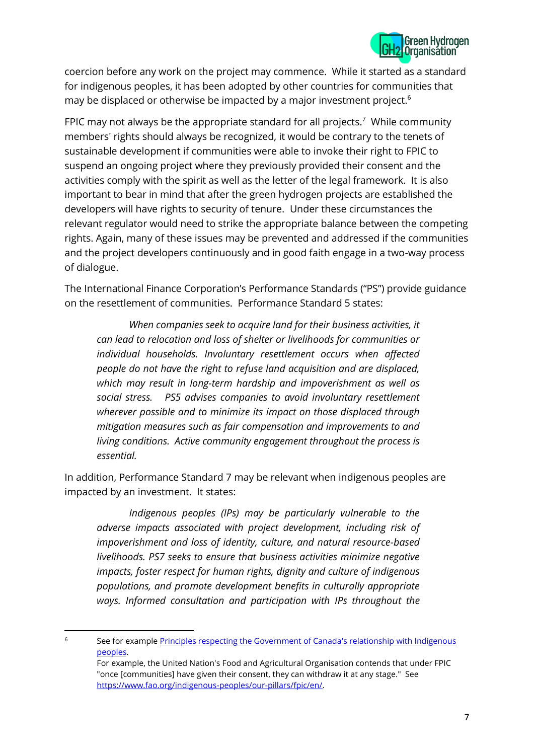coercion before any work on the project may commence. While it started as a standard for indigenous peoples, it has been adopted by other countries for communities that may be displaced or otherwise be impacted by a major investment project.[6]

FPIC may not always be the appropriate standard for all projects.[7] While community members' rights should always be recognized, it would be contrary to the tenets of sustainable development if communities were able to invoke their right to FPIC to suspend an ongoing project where they previously provided their consent and the activities comply with the spirit as well as the letter of the legal framework. It is also important to bear in mind that after the green hydrogen projects are established the developers will have rights to security of tenure. Under these circumstances the relevant regulator would need to strike the appropriate balance between the competing rights. Again, many of these issues may be prevented and addressed if the communities and the project developers continuously and in good faith engage in a two-way process of dialogue.

The International Finance Corporation's Performance Standards ("PS") provide guidance on the resettlement of communities. Performance Standard 5 states:

> *When companies seek to acquire land for their business activities, it can lead to relocation and loss of shelter or livelihoods for communities or individual households. Involuntary resettlement occurs when affected people do not have the right to refuse land acquisition and are displaced, which may result in long-term hardship and impoverishment as well as social stress. PS5 advises companies to avoid involuntary resettlement wherever possible and to minimize its impact on those displaced through mitigation measures such as fair compensation and improvements to and living conditions. Active community engagement throughout the process is essential.*

In addition, Performance Standard 7 may be relevant when indigenous peoples are impacted by an investment. It states:

> *Indigenous peoples (IPs) may be particularly vulnerable to the adverse impacts associated with project development, including risk of impoverishment and loss of identity, culture, and natural resource-based livelihoods. PS7 seeks to ensure that business activities minimize negative impacts, foster respect for human rights, dignity and culture of indigenous populations, and promote development benefits in culturally appropriate ways. Informed consultation and participation with IPs throughout the*

---

[6] See for example [Principles respecting the Government of Canada's relationship with Indigenous peoples](#).

[7] For example, the United Nation's Food and Agricultural Organisation contends that under FPIC "once [communities] have given their consent, they can withdraw it at any stage." See https://www.fao.org/indigenous-peoples/our-pillars/fpic/en/.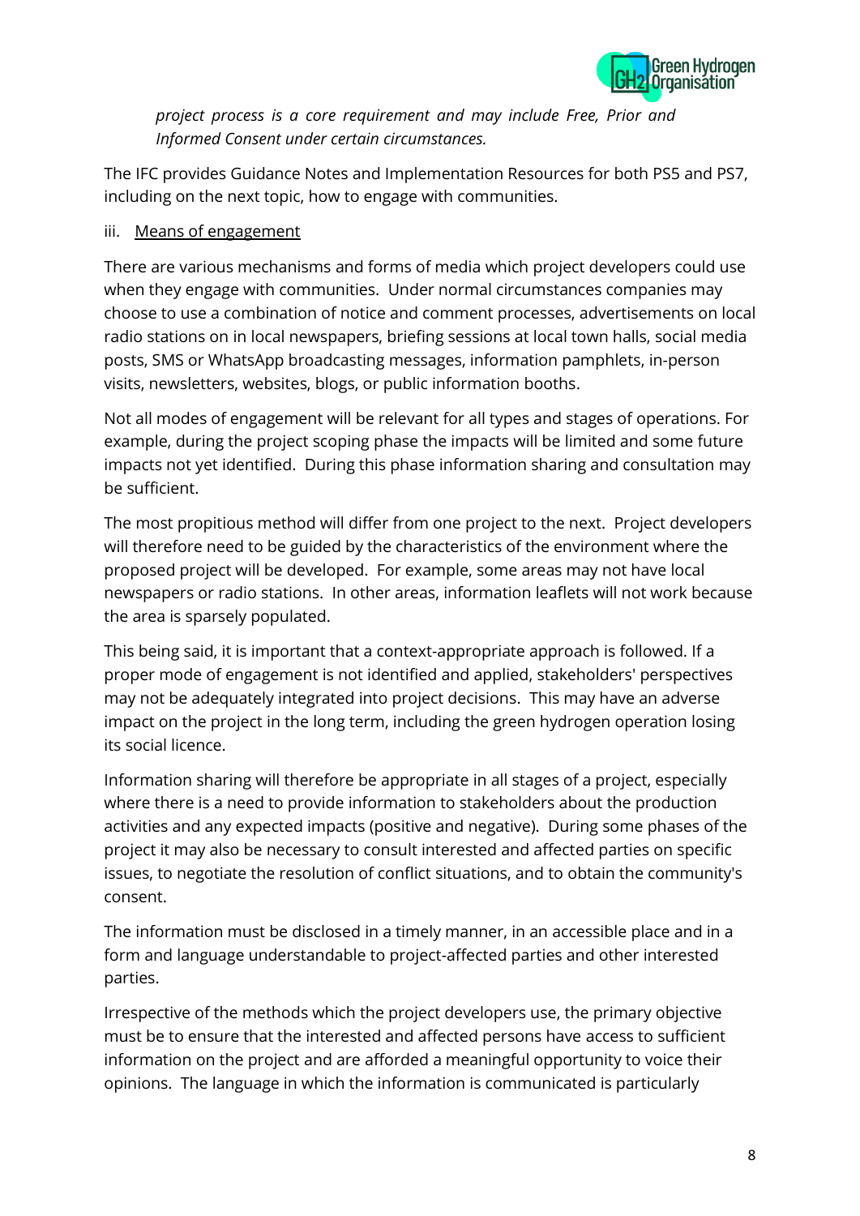*project process is a core requirement and may include Free, Prior and Informed Consent under certain circumstances.*

The IFC provides Guidance Notes and Implementation Resources for both PS5 and PS7, including on the next topic, how to engage with communities.

iii. Means of engagement

There are various mechanisms and forms of media which project developers could use when they engage with communities. Under normal circumstances companies may choose to use a combination of notice and comment processes, advertisements on local radio stations on in local newspapers, briefing sessions at local town halls, social media posts, SMS or WhatsApp broadcasting messages, information pamphlets, in-person visits, newsletters, websites, blogs, or public information booths.

Not all modes of engagement will be relevant for all types and stages of operations. For example, during the project scoping phase the impacts will be limited and some future impacts not yet identified. During this phase information sharing and consultation may be sufficient.

The most propitious method will differ from one project to the next. Project developers will therefore need to be guided by the characteristics of the environment where the proposed project will be developed. For example, some areas may not have local newspapers or radio stations. In other areas, information leaflets will not work because the area is sparsely populated.

This being said, it is important that a context-appropriate approach is followed. If a proper mode of engagement is not identified and applied, stakeholders' perspectives may not be adequately integrated into project decisions. This may have an adverse impact on the project in the long term, including the green hydrogen operation losing its social licence.

Information sharing will therefore be appropriate in all stages of a project, especially where there is a need to provide information to stakeholders about the production activities and any expected impacts (positive and negative). During some phases of the project it may also be necessary to consult interested and affected parties on specific issues, to negotiate the resolution of conflict situations, and to obtain the community's consent.

The information must be disclosed in a timely manner, in an accessible place and in a form and language understandable to project-affected parties and other interested parties.

Irrespective of the methods which the project developers use, the primary objective must be to ensure that the interested and affected persons have access to sufficient information on the project and are afforded a meaningful opportunity to voice their opinions. The language in which the information is communicated is particularly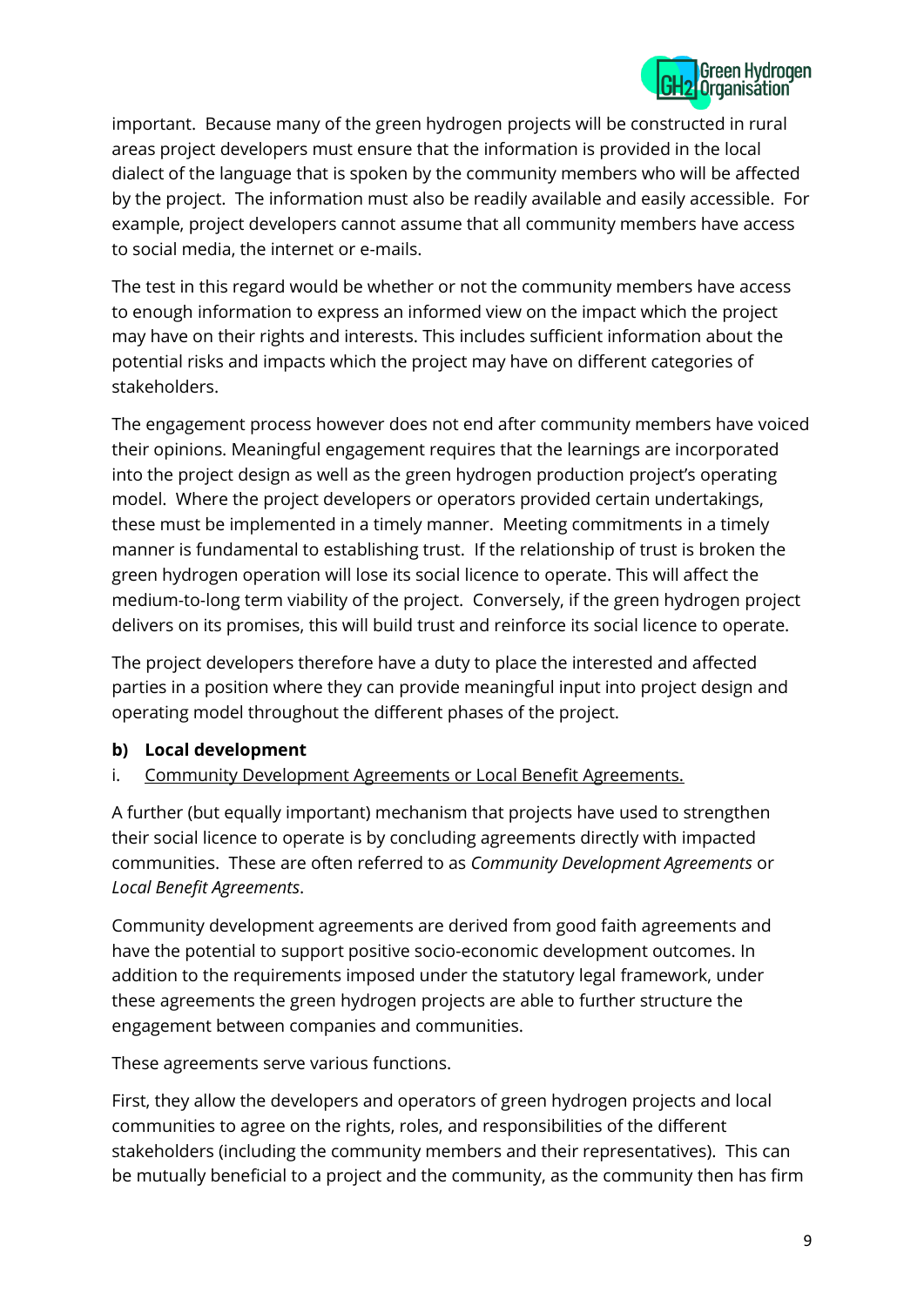important. Because many of the green hydrogen projects will be constructed in rural areas project developers must ensure that the information is provided in the local dialect of the language that is spoken by the community members who will be affected by the project. The information must also be readily available and easily accessible. For example, project developers cannot assume that all community members have access to social media, the internet or e-mails.

The test in this regard would be whether or not the community members have access to enough information to express an informed view on the impact which the project may have on their rights and interests. This includes sufficient information about the potential risks and impacts which the project may have on different categories of stakeholders.

The engagement process however does not end after community members have voiced their opinions. Meaningful engagement requires that the learnings are incorporated into the project design as well as the green hydrogen production project's operating model. Where the project developers or operators provided certain undertakings, these must be implemented in a timely manner. Meeting commitments in a timely manner is fundamental to establishing trust. If the relationship of trust is broken the green hydrogen operation will lose its social licence to operate. This will affect the medium-to-long term viability of the project. Conversely, if the green hydrogen project delivers on its promises, this will build trust and reinforce its social licence to operate.

The project developers therefore have a duty to place the interested and affected parties in a position where they can provide meaningful input into project design and operating model throughout the different phases of the project.

**b) Local development**

i. <u>Community Development Agreements or Local Benefit Agreements.</u>

A further (but equally important) mechanism that projects have used to strengthen their social licence to operate is by concluding agreements directly with impacted communities. These are often referred to as *Community Development Agreements* or *Local Benefit Agreements*.

Community development agreements are derived from good faith agreements and have the potential to support positive socio-economic development outcomes. In addition to the requirements imposed under the statutory legal framework, under these agreements the green hydrogen projects are able to further structure the engagement between companies and communities.

These agreements serve various functions.

First, they allow the developers and operators of green hydrogen projects and local communities to agree on the rights, roles, and responsibilities of the different stakeholders (including the community members and their representatives). This can be mutually beneficial to a project and the community, as the community then has firm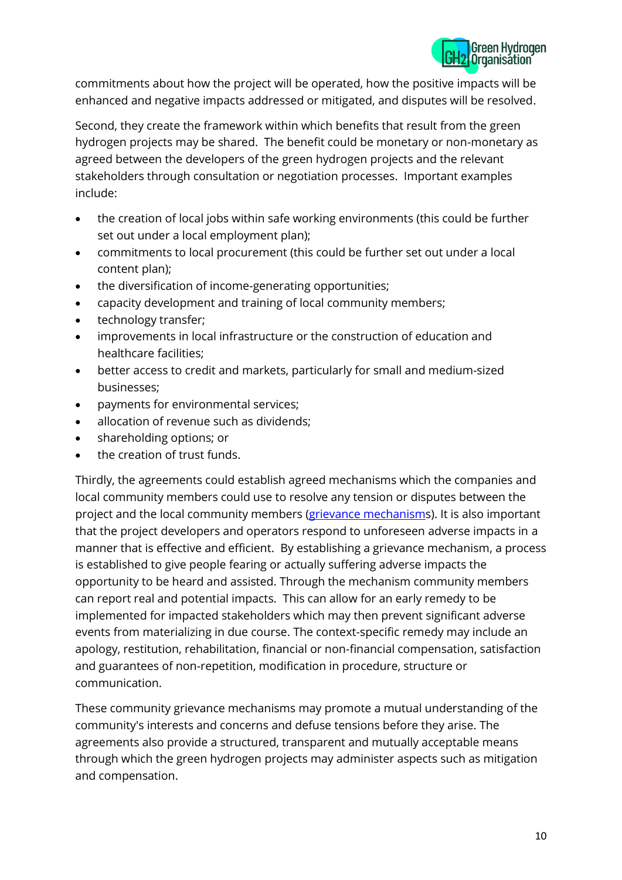commitments about how the project will be operated, how the positive impacts will be enhanced and negative impacts addressed or mitigated, and disputes will be resolved.

Second, they create the framework within which benefits that result from the green hydrogen projects may be shared. The benefit could be monetary or non-monetary as agreed between the developers of the green hydrogen projects and the relevant stakeholders through consultation or negotiation processes. Important examples include:

- the creation of local jobs within safe working environments (this could be further set out under a local employment plan);
- commitments to local procurement (this could be further set out under a local content plan);
- the diversification of income-generating opportunities;
- capacity development and training of local community members;
- technology transfer;
- improvements in local infrastructure or the construction of education and healthcare facilities;
- better access to credit and markets, particularly for small and medium-sized businesses;
- payments for environmental services;
- allocation of revenue such as dividends;
- shareholding options; or
- the creation of trust funds.

Thirdly, the agreements could establish agreed mechanisms which the companies and local community members could use to resolve any tension or disputes between the project and the local community members (grievance mechanisms). It is also important that the project developers and operators respond to unforeseen adverse impacts in a manner that is effective and efficient. By establishing a grievance mechanism, a process is established to give people fearing or actually suffering adverse impacts the opportunity to be heard and assisted. Through the mechanism community members can report real and potential impacts. This can allow for an early remedy to be implemented for impacted stakeholders which may then prevent significant adverse events from materializing in due course. The context-specific remedy may include an apology, restitution, rehabilitation, financial or non-financial compensation, satisfaction and guarantees of non-repetition, modification in procedure, structure or communication.

These community grievance mechanisms may promote a mutual understanding of the community's interests and concerns and defuse tensions before they arise. The agreements also provide a structured, transparent and mutually acceptable means through which the green hydrogen projects may administer aspects such as mitigation and compensation.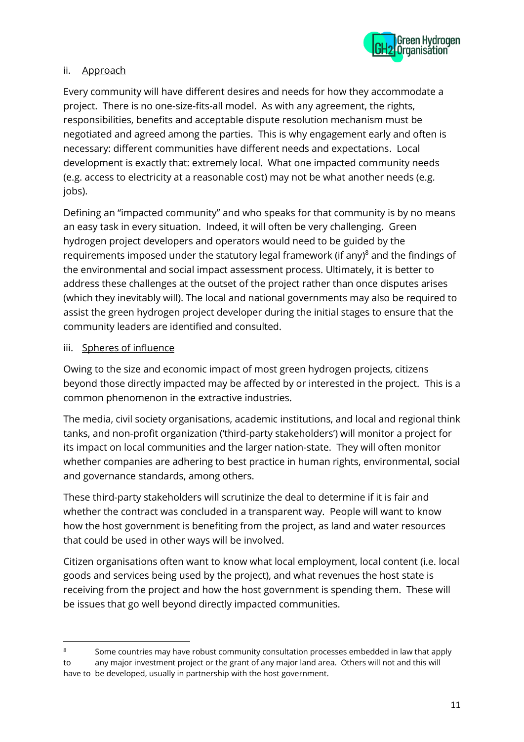ii. Approach

Every community will have different desires and needs for how they accommodate a project. There is no one-size-fits-all model. As with any agreement, the rights, responsibilities, benefits and acceptable dispute resolution mechanism must be negotiated and agreed among the parties. This is why engagement early and often is necessary: different communities have different needs and expectations. Local development is exactly that: extremely local. What one impacted community needs (e.g. access to electricity at a reasonable cost) may not be what another needs (e.g. jobs).

Defining an "impacted community" and who speaks for that community is by no means an easy task in every situation. Indeed, it will often be very challenging. Green hydrogen project developers and operators would need to be guided by the requirements imposed under the statutory legal framework (if any)[8] and the findings of the environmental and social impact assessment process. Ultimately, it is better to address these challenges at the outset of the project rather than once disputes arises (which they inevitably will). The local and national governments may also be required to assist the green hydrogen project developer during the initial stages to ensure that the community leaders are identified and consulted.

iii. Spheres of influence

Owing to the size and economic impact of most green hydrogen projects, citizens beyond those directly impacted may be affected by or interested in the project. This is a common phenomenon in the extractive industries.

The media, civil society organisations, academic institutions, and local and regional think tanks, and non-profit organization ('third-party stakeholders') will monitor a project for its impact on local communities and the larger nation-state. They will often monitor whether companies are adhering to best practice in human rights, environmental, social and governance standards, among others.

These third-party stakeholders will scrutinize the deal to determine if it is fair and whether the contract was concluded in a transparent way. People will want to know how the host government is benefiting from the project, as land and water resources that could be used in other ways will be involved.

Citizen organisations often want to know what local employment, local content (i.e. local goods and services being used by the project), and what revenues the host state is receiving from the project and how the host government is spending them. These will be issues that go well beyond directly impacted communities.

---

[8] Some countries may have robust community consultation processes embedded in law that apply to any major investment project or the grant of any major land area. Others will not and this will have to be developed, usually in partnership with the host government.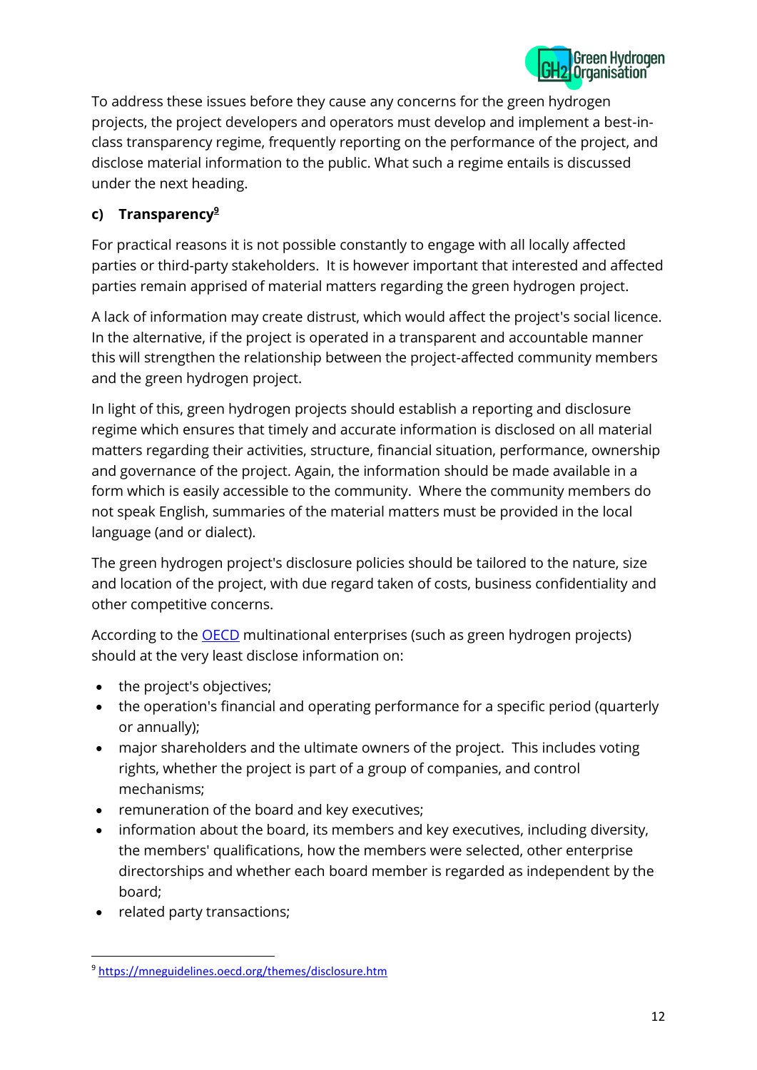To address these issues before they cause any concerns for the green hydrogen projects, the project developers and operators must develop and implement a best-in-class transparency regime, frequently reporting on the performance of the project, and disclose material information to the public. What such a regime entails is discussed under the next heading.

### c) Transparency[9]

For practical reasons it is not possible constantly to engage with all locally affected parties or third-party stakeholders. It is however important that interested and affected parties remain apprised of material matters regarding the green hydrogen project.

A lack of information may create distrust, which would affect the project's social licence. In the alternative, if the project is operated in a transparent and accountable manner this will strengthen the relationship between the project-affected community members and the green hydrogen project.

In light of this, green hydrogen projects should establish a reporting and disclosure regime which ensures that timely and accurate information is disclosed on all material matters regarding their activities, structure, financial situation, performance, ownership and governance of the project. Again, the information should be made available in a form which is easily accessible to the community. Where the community members do not speak English, summaries of the material matters must be provided in the local language (and or dialect).

The green hydrogen project's disclosure policies should be tailored to the nature, size and location of the project, with due regard taken of costs, business confidentiality and other competitive concerns.

According to the [OECD](https://mneguidelines.oecd.org/themes/disclosure.htm) multinational enterprises (such as green hydrogen projects) should at the very least disclose information on:

- the project's objectives;
- the operation's financial and operating performance for a specific period (quarterly or annually);
- major shareholders and the ultimate owners of the project. This includes voting rights, whether the project is part of a group of companies, and control mechanisms;
- remuneration of the board and key executives;
- information about the board, its members and key executives, including diversity, the members' qualifications, how the members were selected, other enterprise directorships and whether each board member is regarded as independent by the board;
- related party transactions;

[9] https://mneguidelines.oecd.org/themes/disclosure.htm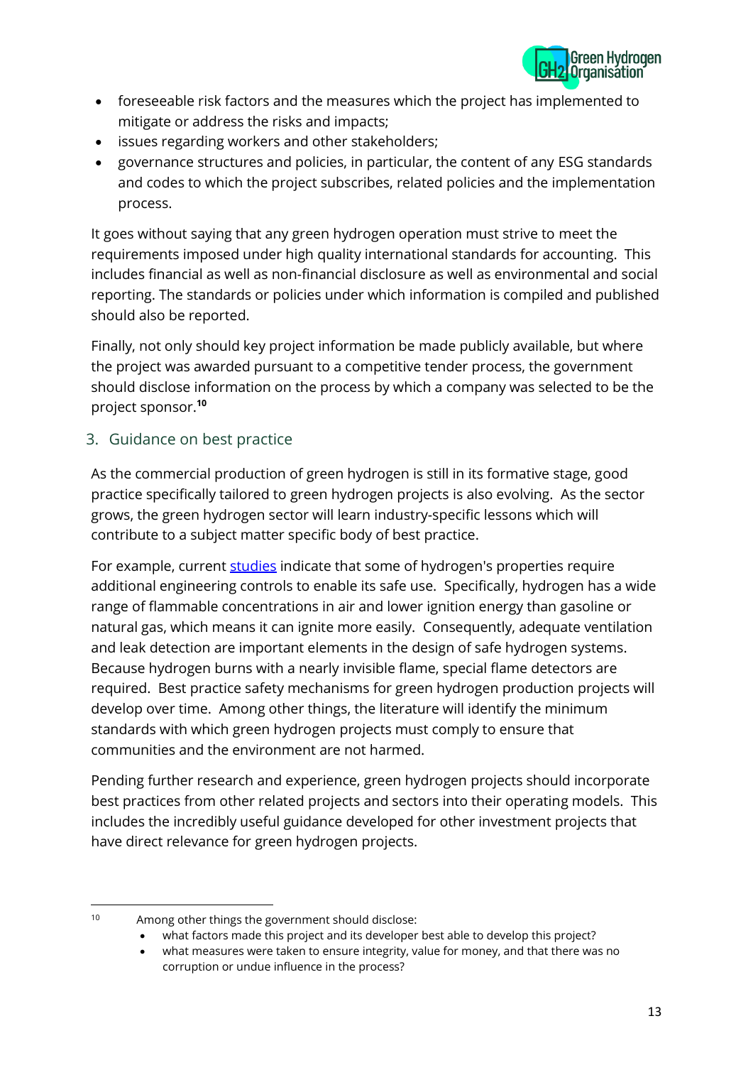- foreseeable risk factors and the measures which the project has implemented to mitigate or address the risks and impacts;
- issues regarding workers and other stakeholders;
- governance structures and policies, in particular, the content of any ESG standards and codes to which the project subscribes, related policies and the implementation process.

It goes without saying that any green hydrogen operation must strive to meet the requirements imposed under high quality international standards for accounting. This includes financial as well as non-financial disclosure as well as environmental and social reporting. The standards or policies under which information is compiled and published should also be reported.

Finally, not only should key project information be made publicly available, but where the project was awarded pursuant to a competitive tender process, the government should disclose information on the process by which a company was selected to be the project sponsor.[10]

## 3. Guidance on best practice

As the commercial production of green hydrogen is still in its formative stage, good practice specifically tailored to green hydrogen projects is also evolving. As the sector grows, the green hydrogen sector will learn industry-specific lessons which will contribute to a subject matter specific body of best practice.

For example, current studies indicate that some of hydrogen's properties require additional engineering controls to enable its safe use. Specifically, hydrogen has a wide range of flammable concentrations in air and lower ignition energy than gasoline or natural gas, which means it can ignite more easily. Consequently, adequate ventilation and leak detection are important elements in the design of safe hydrogen systems. Because hydrogen burns with a nearly invisible flame, special flame detectors are required. Best practice safety mechanisms for green hydrogen production projects will develop over time. Among other things, the literature will identify the minimum standards with which green hydrogen projects must comply to ensure that communities and the environment are not harmed.

Pending further research and experience, green hydrogen projects should incorporate best practices from other related projects and sectors into their operating models. This includes the incredibly useful guidance developed for other investment projects that have direct relevance for green hydrogen projects.

---

[10] Among other things the government should disclose:

- what factors made this project and its developer best able to develop this project?
- what measures were taken to ensure integrity, value for money, and that there was no corruption or undue influence in the process?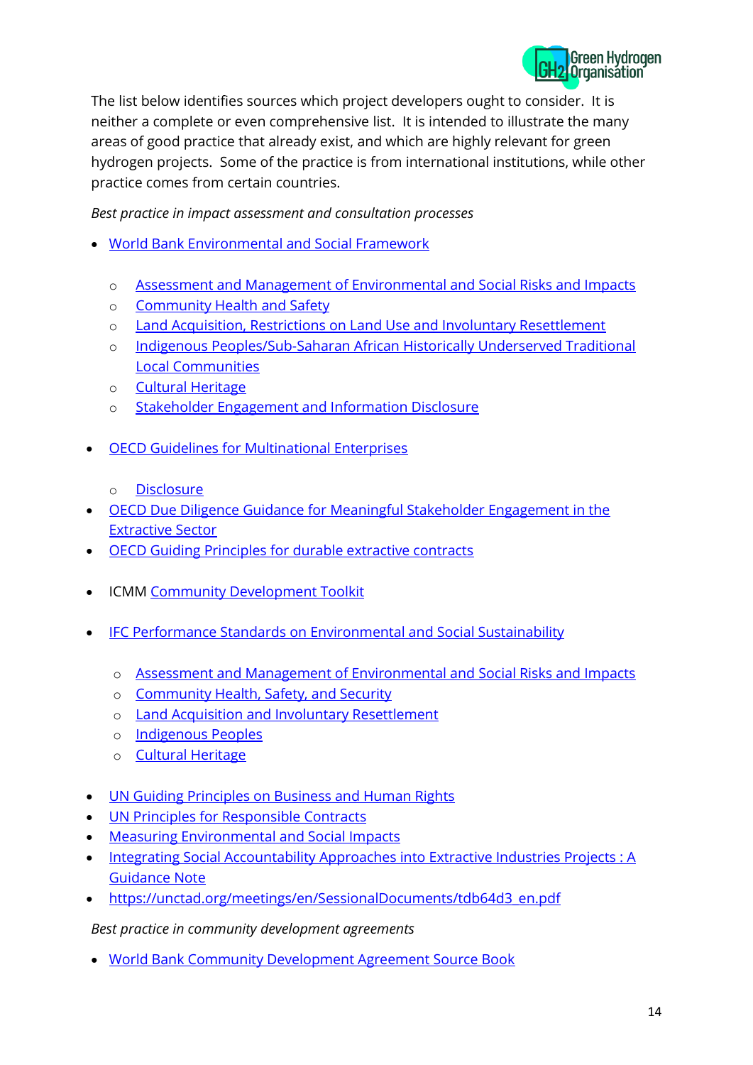The list below identifies sources which project developers ought to consider. It is neither a complete or even comprehensive list. It is intended to illustrate the many areas of good practice that already exist, and which are highly relevant for green hydrogen projects. Some of the practice is from international institutions, while other practice comes from certain countries.

*Best practice in impact assessment and consultation processes*

- World Bank Environmental and Social Framework
  - Assessment and Management of Environmental and Social Risks and Impacts
  - Community Health and Safety
  - Land Acquisition, Restrictions on Land Use and Involuntary Resettlement
  - Indigenous Peoples/Sub-Saharan African Historically Underserved Traditional Local Communities
  - Cultural Heritage
  - Stakeholder Engagement and Information Disclosure
- OECD Guidelines for Multinational Enterprises
  - Disclosure
- OECD Due Diligence Guidance for Meaningful Stakeholder Engagement in the Extractive Sector
- OECD Guiding Principles for durable extractive contracts
- ICMM Community Development Toolkit
- IFC Performance Standards on Environmental and Social Sustainability
  - Assessment and Management of Environmental and Social Risks and Impacts
  - Community Health, Safety, and Security
  - Land Acquisition and Involuntary Resettlement
  - Indigenous Peoples
  - Cultural Heritage
- UN Guiding Principles on Business and Human Rights
- UN Principles for Responsible Contracts
- Measuring Environmental and Social Impacts
- Integrating Social Accountability Approaches into Extractive Industries Projects : A Guidance Note
- https://unctad.org/meetings/en/SessionalDocuments/tdb64d3_en.pdf

*Best practice in community development agreements*

- World Bank Community Development Agreement Source Book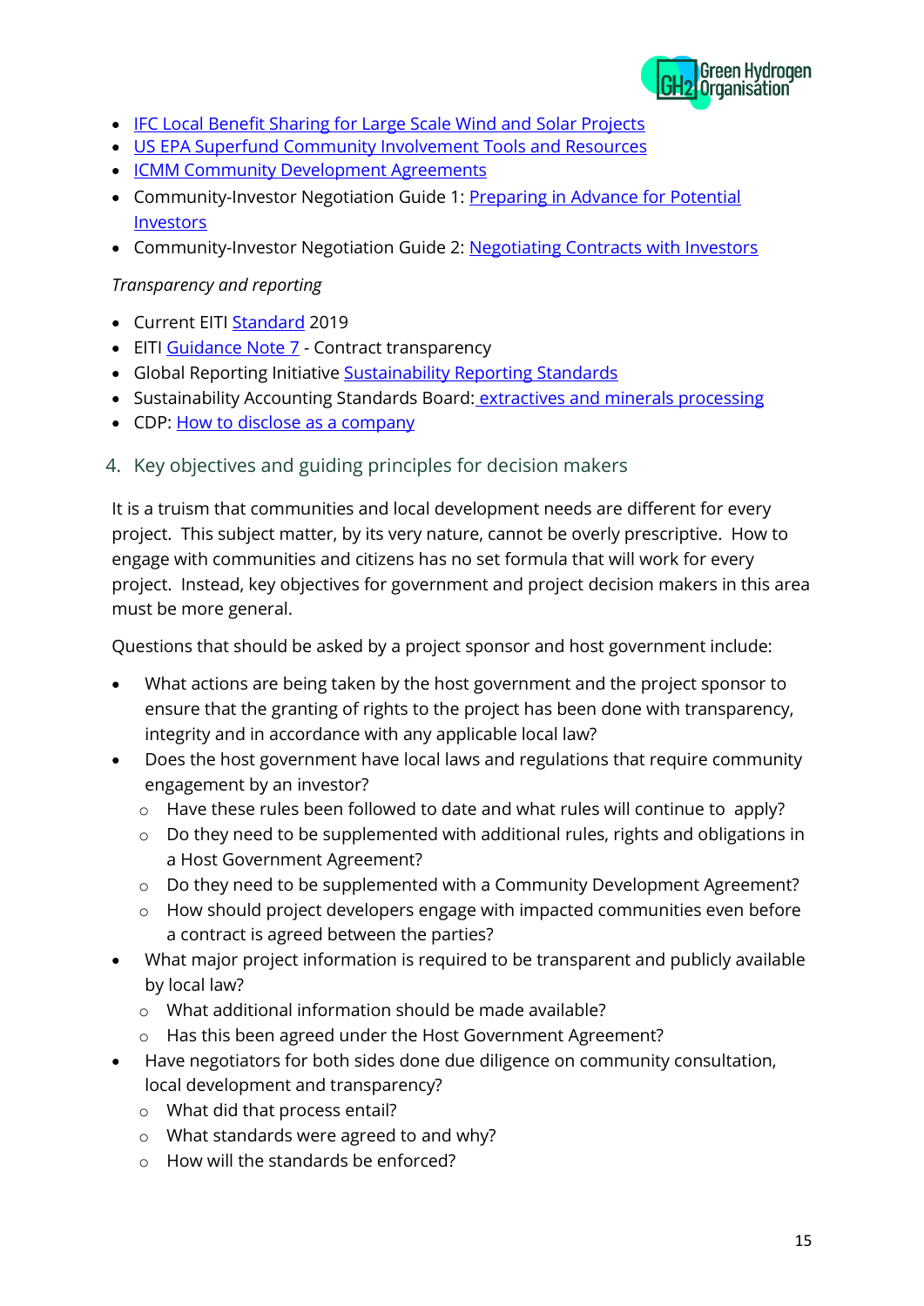- IFC Local Benefit Sharing for Large Scale Wind and Solar Projects
- US EPA Superfund Community Involvement Tools and Resources
- ICMM Community Development Agreements
- Community-Investor Negotiation Guide 1: Preparing in Advance for Potential Investors
- Community-Investor Negotiation Guide 2: Negotiating Contracts with Investors

*Transparency and reporting*

- Current EITI Standard 2019
- EITI Guidance Note 7 - Contract transparency
- Global Reporting Initiative Sustainability Reporting Standards
- Sustainability Accounting Standards Board: extractives and minerals processing
- CDP: How to disclose as a company

## 4. Key objectives and guiding principles for decision makers

It is a truism that communities and local development needs are different for every project. This subject matter, by its very nature, cannot be overly prescriptive. How to engage with communities and citizens has no set formula that will work for every project. Instead, key objectives for government and project decision makers in this area must be more general.

Questions that should be asked by a project sponsor and host government include:

- What actions are being taken by the host government and the project sponsor to ensure that the granting of rights to the project has been done with transparency, integrity and in accordance with any applicable local law?
- Does the host government have local laws and regulations that require community engagement by an investor?
  - Have these rules been followed to date and what rules will continue to apply?
  - Do they need to be supplemented with additional rules, rights and obligations in a Host Government Agreement?
  - Do they need to be supplemented with a Community Development Agreement?
  - How should project developers engage with impacted communities even before a contract is agreed between the parties?
- What major project information is required to be transparent and publicly available by local law?
  - What additional information should be made available?
  - Has this been agreed under the Host Government Agreement?
- Have negotiators for both sides done due diligence on community consultation, local development and transparency?
  - What did that process entail?
  - What standards were agreed to and why?
  - How will the standards be enforced?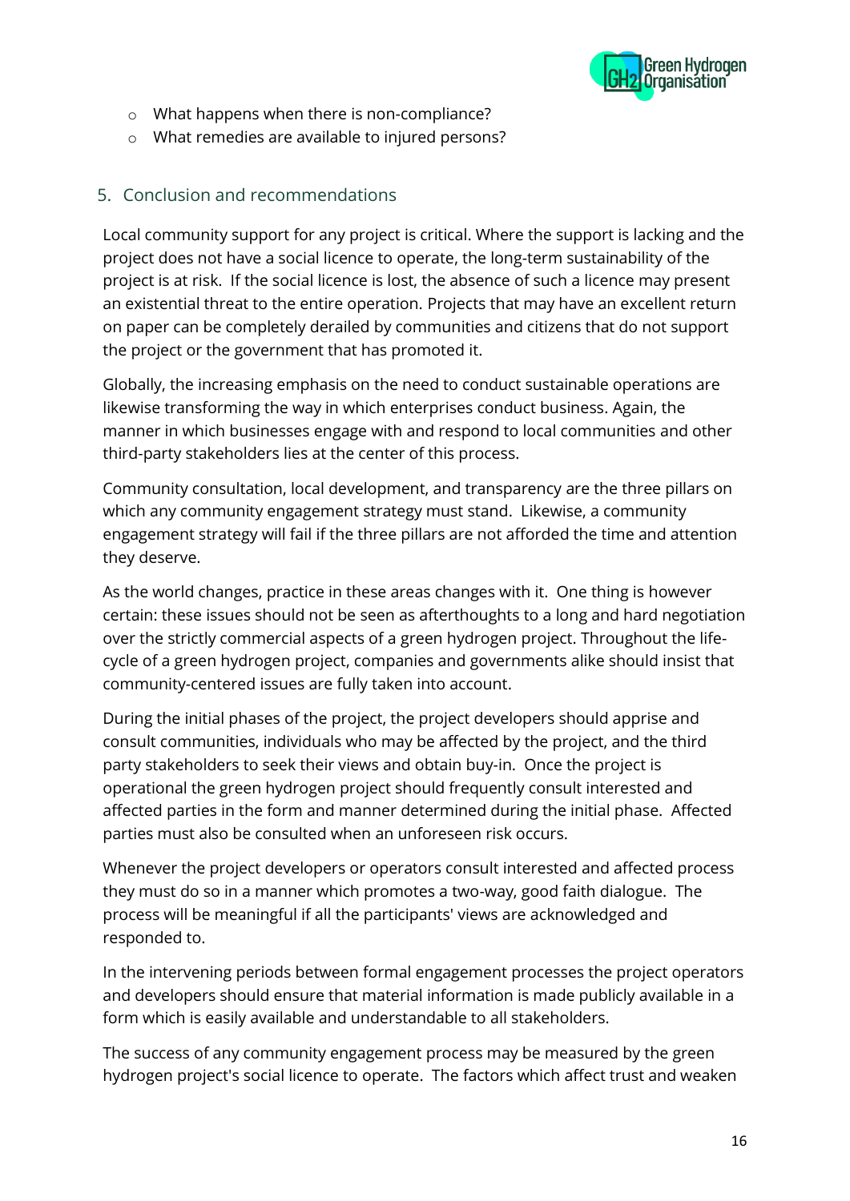- What happens when there is non-compliance?
- What remedies are available to injured persons?

## 5. Conclusion and recommendations

Local community support for any project is critical. Where the support is lacking and the project does not have a social licence to operate, the long-term sustainability of the project is at risk. If the social licence is lost, the absence of such a licence may present an existential threat to the entire operation. Projects that may have an excellent return on paper can be completely derailed by communities and citizens that do not support the project or the government that has promoted it.

Globally, the increasing emphasis on the need to conduct sustainable operations are likewise transforming the way in which enterprises conduct business. Again, the manner in which businesses engage with and respond to local communities and other third-party stakeholders lies at the center of this process.

Community consultation, local development, and transparency are the three pillars on which any community engagement strategy must stand. Likewise, a community engagement strategy will fail if the three pillars are not afforded the time and attention they deserve.

As the world changes, practice in these areas changes with it. One thing is however certain: these issues should not be seen as afterthoughts to a long and hard negotiation over the strictly commercial aspects of a green hydrogen project. Throughout the life-cycle of a green hydrogen project, companies and governments alike should insist that community-centered issues are fully taken into account.

During the initial phases of the project, the project developers should apprise and consult communities, individuals who may be affected by the project, and the third party stakeholders to seek their views and obtain buy-in. Once the project is operational the green hydrogen project should frequently consult interested and affected parties in the form and manner determined during the initial phase. Affected parties must also be consulted when an unforeseen risk occurs.

Whenever the project developers or operators consult interested and affected process they must do so in a manner which promotes a two-way, good faith dialogue. The process will be meaningful if all the participants' views are acknowledged and responded to.

In the intervening periods between formal engagement processes the project operators and developers should ensure that material information is made publicly available in a form which is easily available and understandable to all stakeholders.

The success of any community engagement process may be measured by the green hydrogen project's social licence to operate. The factors which affect trust and weaken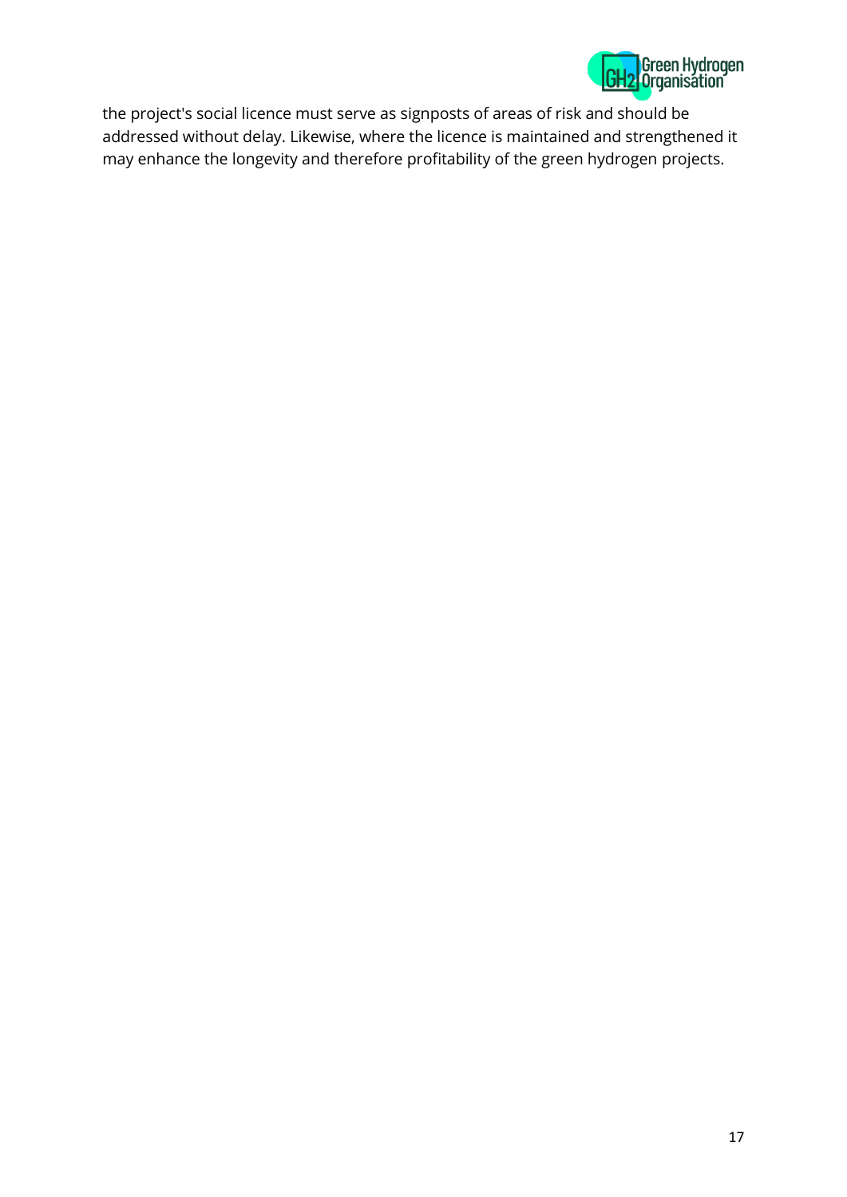the project's social licence must serve as signposts of areas of risk and should be addressed without delay. Likewise, where the licence is maintained and strengthened it may enhance the longevity and therefore profitability of the green hydrogen projects.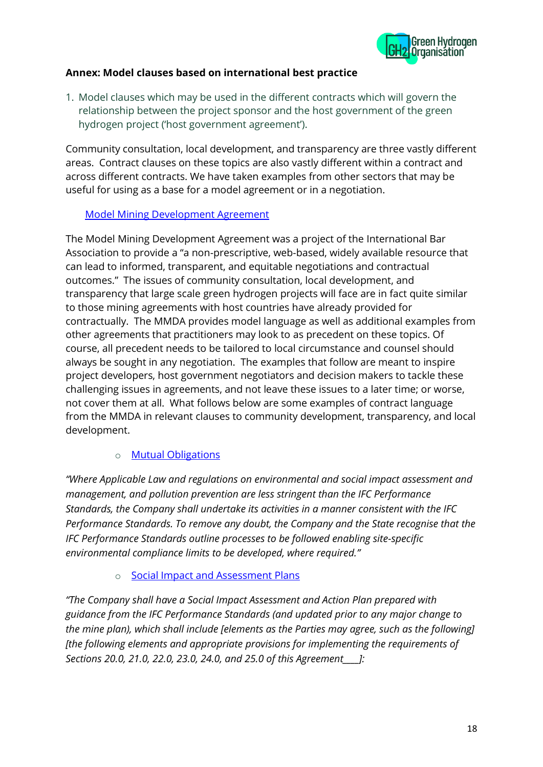**Annex: Model clauses based on international best practice**

1. Model clauses which may be used in the different contracts which will govern the relationship between the project sponsor and the host government of the green hydrogen project ('host government agreement').

Community consultation, local development, and transparency are three vastly different areas. Contract clauses on these topics are also vastly different within a contract and across different contracts. We have taken examples from other sectors that may be useful for using as a base for a model agreement or in a negotiation.

Model Mining Development Agreement

The Model Mining Development Agreement was a project of the International Bar Association to provide a "a non-prescriptive, web-based, widely available resource that can lead to informed, transparent, and equitable negotiations and contractual outcomes." The issues of community consultation, local development, and transparency that large scale green hydrogen projects will face are in fact quite similar to those mining agreements with host countries have already provided for contractually. The MMDA provides model language as well as additional examples from other agreements that practitioners may look to as precedent on these topics. Of course, all precedent needs to be tailored to local circumstance and counsel should always be sought in any negotiation. The examples that follow are meant to inspire project developers, host government negotiators and decision makers to tackle these challenging issues in agreements, and not leave these issues to a later time; or worse, not cover them at all. What follows below are some examples of contract language from the MMDA in relevant clauses to community development, transparency, and local development.

- Mutual Obligations

*"Where Applicable Law and regulations on environmental and social impact assessment and management, and pollution prevention are less stringent than the IFC Performance Standards, the Company shall undertake its activities in a manner consistent with the IFC Performance Standards. To remove any doubt, the Company and the State recognise that the IFC Performance Standards outline processes to be followed enabling site-specific environmental compliance limits to be developed, where required."*

- Social Impact and Assessment Plans

*"The Company shall have a Social Impact Assessment and Action Plan prepared with guidance from the IFC Performance Standards (and updated prior to any major change to the mine plan), which shall include [elements as the Parties may agree, such as the following] [the following elements and appropriate provisions for implementing the requirements of Sections 20.0, 21.0, 22.0, 23.0, 24.0, and 25.0 of this Agreement\_\_\_\_]:*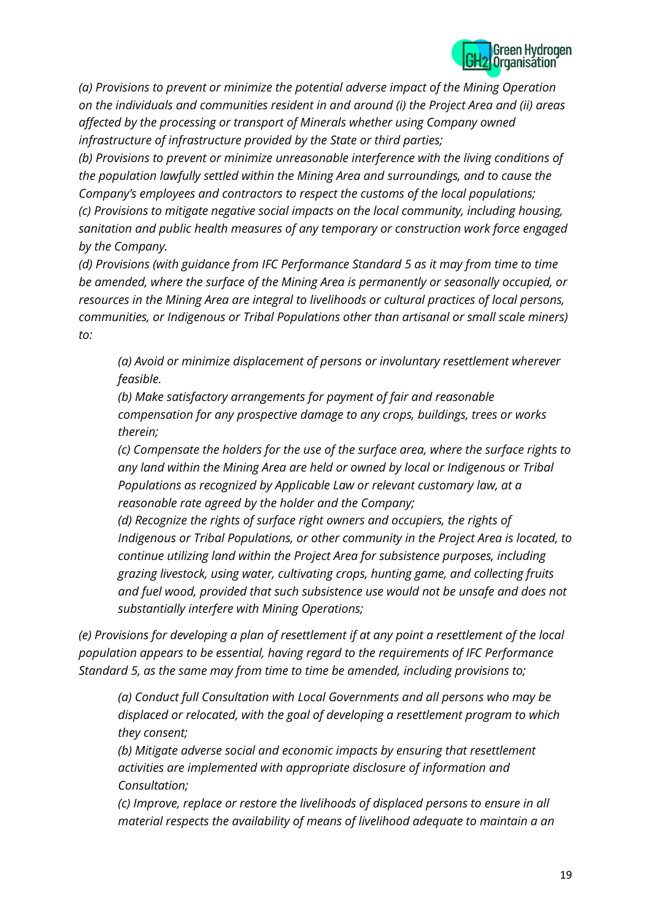*(a) Provisions to prevent or minimize the potential adverse impact of the Mining Operation on the individuals and communities resident in and around (i) the Project Area and (ii) areas affected by the processing or transport of Minerals whether using Company owned infrastructure of infrastructure provided by the State or third parties;*

*(b) Provisions to prevent or minimize unreasonable interference with the living conditions of the population lawfully settled within the Mining Area and surroundings, and to cause the Company's employees and contractors to respect the customs of the local populations;*

*(c) Provisions to mitigate negative social impacts on the local community, including housing, sanitation and public health measures of any temporary or construction work force engaged by the Company.*

*(d) Provisions (with guidance from IFC Performance Standard 5 as it may from time to time be amended, where the surface of the Mining Area is permanently or seasonally occupied, or resources in the Mining Area are integral to livelihoods or cultural practices of local persons, communities, or Indigenous or Tribal Populations other than artisanal or small scale miners) to:*

> *(a) Avoid or minimize displacement of persons or involuntary resettlement wherever feasible.*
>
> *(b) Make satisfactory arrangements for payment of fair and reasonable compensation for any prospective damage to any crops, buildings, trees or works therein;*
>
> *(c) Compensate the holders for the use of the surface area, where the surface rights to any land within the Mining Area are held or owned by local or Indigenous or Tribal Populations as recognized by Applicable Law or relevant customary law, at a reasonable rate agreed by the holder and the Company;*
>
> *(d) Recognize the rights of surface right owners and occupiers, the rights of Indigenous or Tribal Populations, or other community in the Project Area is located, to continue utilizing land within the Project Area for subsistence purposes, including grazing livestock, using water, cultivating crops, hunting game, and collecting fruits and fuel wood, provided that such subsistence use would not be unsafe and does not substantially interfere with Mining Operations;*

*(e) Provisions for developing a plan of resettlement if at any point a resettlement of the local population appears to be essential, having regard to the requirements of IFC Performance Standard 5, as the same may from time to time be amended, including provisions to;*

> *(a) Conduct full Consultation with Local Governments and all persons who may be displaced or relocated, with the goal of developing a resettlement program to which they consent;*
>
> *(b) Mitigate adverse social and economic impacts by ensuring that resettlement activities are implemented with appropriate disclosure of information and Consultation;*
>
> *(c) Improve, replace or restore the livelihoods of displaced persons to ensure in all material respects the availability of means of livelihood adequate to maintain a an*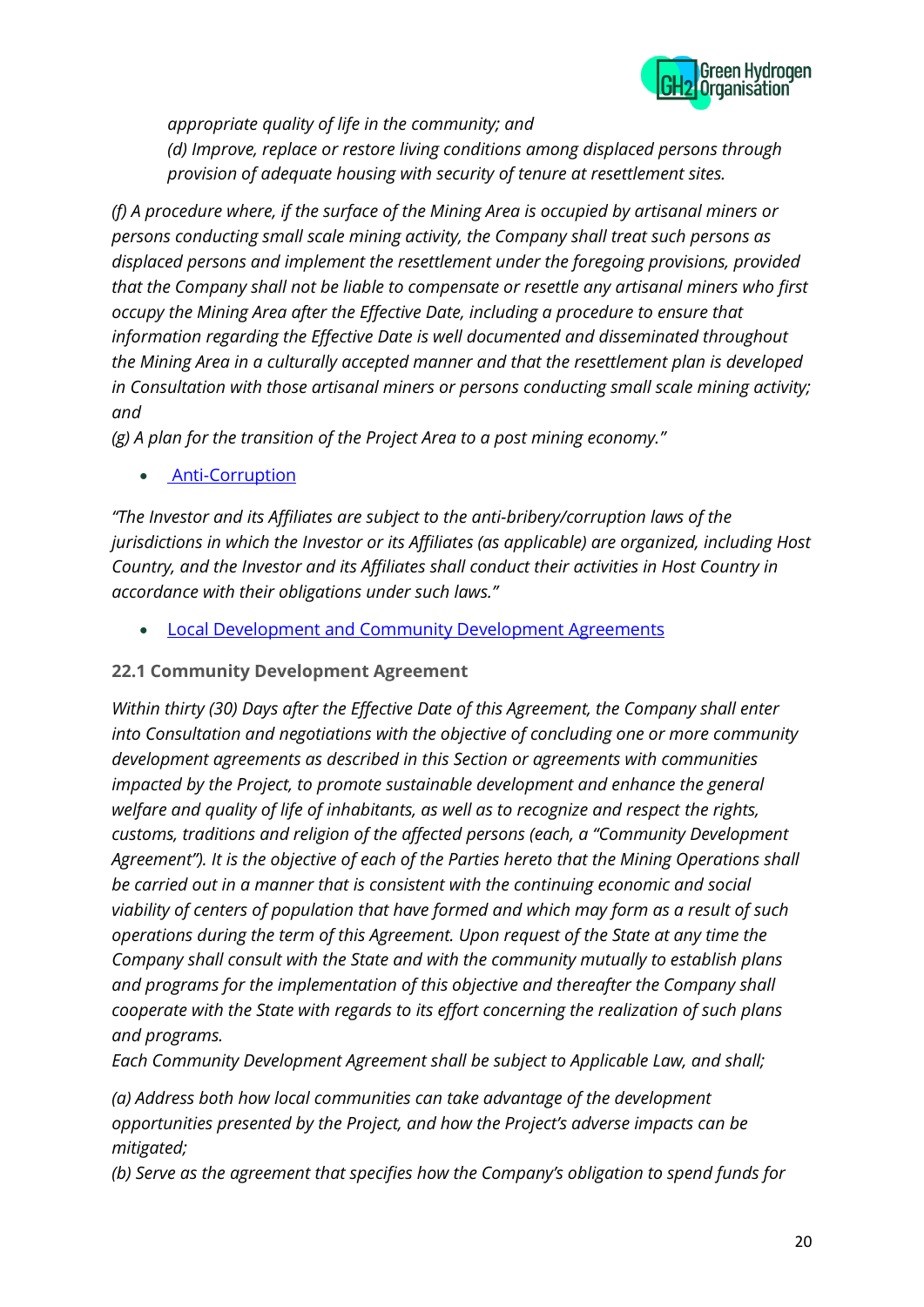*appropriate quality of life in the community; and*
*(d) Improve, replace or restore living conditions among displaced persons through provision of adequate housing with security of tenure at resettlement sites.*

*(f) A procedure where, if the surface of the Mining Area is occupied by artisanal miners or persons conducting small scale mining activity, the Company shall treat such persons as displaced persons and implement the resettlement under the foregoing provisions, provided that the Company shall not be liable to compensate or resettle any artisanal miners who first occupy the Mining Area after the Effective Date, including a procedure to ensure that information regarding the Effective Date is well documented and disseminated throughout the Mining Area in a culturally accepted manner and that the resettlement plan is developed in Consultation with those artisanal miners or persons conducting small scale mining activity; and*
*(g) A plan for the transition of the Project Area to a post mining economy."*

- Anti-Corruption

*"The Investor and its Affiliates are subject to the anti-bribery/corruption laws of the jurisdictions in which the Investor or its Affiliates (as applicable) are organized, including Host Country, and the Investor and its Affiliates shall conduct their activities in Host Country in accordance with their obligations under such laws."*

- Local Development and Community Development Agreements

**22.1 Community Development Agreement**

*Within thirty (30) Days after the Effective Date of this Agreement, the Company shall enter into Consultation and negotiations with the objective of concluding one or more community development agreements as described in this Section or agreements with communities impacted by the Project, to promote sustainable development and enhance the general welfare and quality of life of inhabitants, as well as to recognize and respect the rights, customs, traditions and religion of the affected persons (each, a "Community Development Agreement"). It is the objective of each of the Parties hereto that the Mining Operations shall be carried out in a manner that is consistent with the continuing economic and social viability of centers of population that have formed and which may form as a result of such operations during the term of this Agreement. Upon request of the State at any time the Company shall consult with the State and with the community mutually to establish plans and programs for the implementation of this objective and thereafter the Company shall cooperate with the State with regards to its effort concerning the realization of such plans and programs.*
*Each Community Development Agreement shall be subject to Applicable Law, and shall;*

*(a) Address both how local communities can take advantage of the development opportunities presented by the Project, and how the Project's adverse impacts can be mitigated;*
*(b) Serve as the agreement that specifies how the Company's obligation to spend funds for*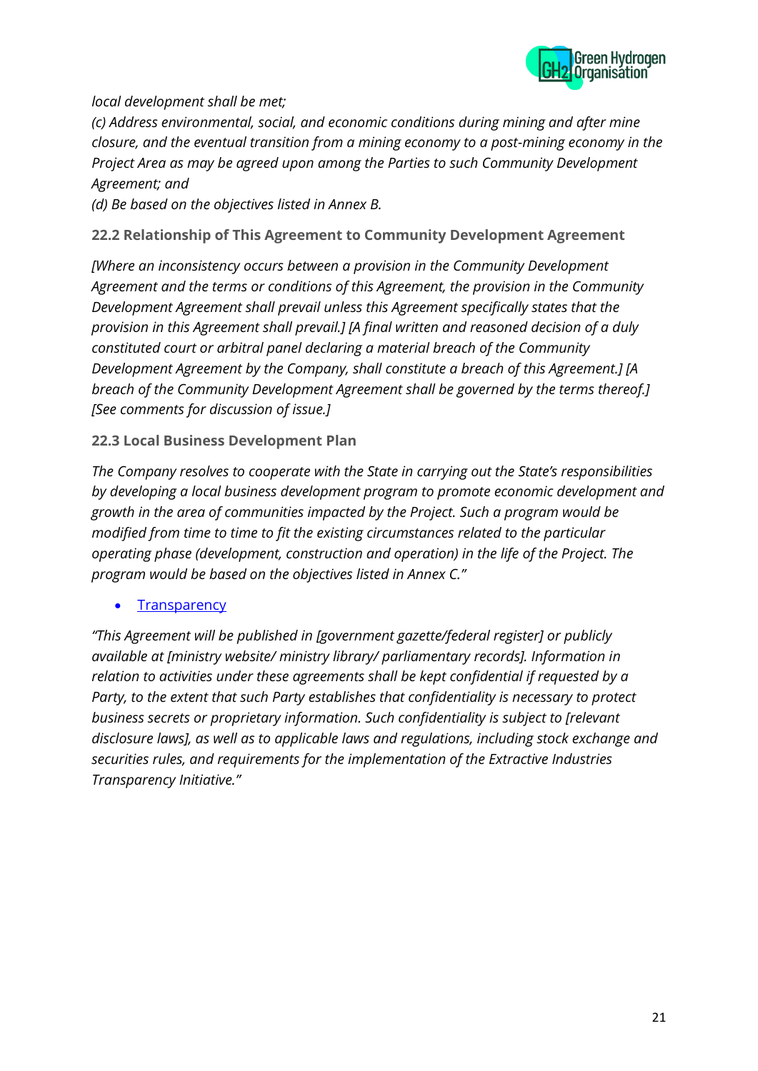*local development shall be met;*

*(c) Address environmental, social, and economic conditions during mining and after mine closure, and the eventual transition from a mining economy to a post-mining economy in the Project Area as may be agreed upon among the Parties to such Community Development Agreement; and*

*(d) Be based on the objectives listed in Annex B.*

**22.2 Relationship of This Agreement to Community Development Agreement**

*[Where an inconsistency occurs between a provision in the Community Development Agreement and the terms or conditions of this Agreement, the provision in the Community Development Agreement shall prevail unless this Agreement specifically states that the provision in this Agreement shall prevail.] [A final written and reasoned decision of a duly constituted court or arbitral panel declaring a material breach of the Community Development Agreement by the Company, shall constitute a breach of this Agreement.] [A breach of the Community Development Agreement shall be governed by the terms thereof.] [See comments for discussion of issue.]*

**22.3 Local Business Development Plan**

*The Company resolves to cooperate with the State in carrying out the State's responsibilities by developing a local business development program to promote economic development and growth in the area of communities impacted by the Project. Such a program would be modified from time to time to fit the existing circumstances related to the particular operating phase (development, construction and operation) in the life of the Project. The program would be based on the objectives listed in Annex C."*

- Transparency

*"This Agreement will be published in [government gazette/federal register] or publicly available at [ministry website/ ministry library/ parliamentary records]. Information in relation to activities under these agreements shall be kept confidential if requested by a Party, to the extent that such Party establishes that confidentiality is necessary to protect business secrets or proprietary information. Such confidentiality is subject to [relevant disclosure laws], as well as to applicable laws and regulations, including stock exchange and securities rules, and requirements for the implementation of the Extractive Industries Transparency Initiative."*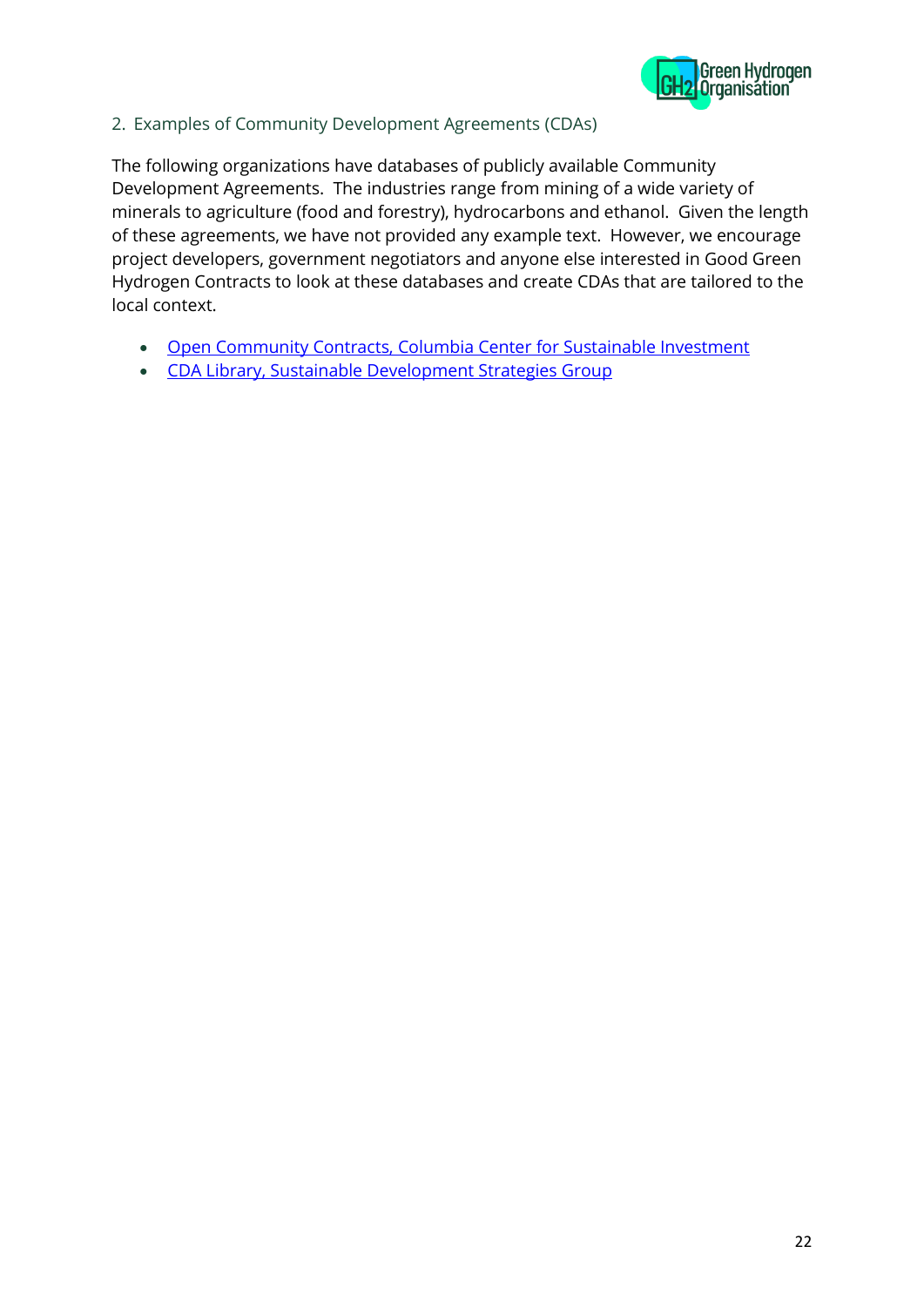## 2. Examples of Community Development Agreements (CDAs)

The following organizations have databases of publicly available Community Development Agreements. The industries range from mining of a wide variety of minerals to agriculture (food and forestry), hydrocarbons and ethanol. Given the length of these agreements, we have not provided any example text. However, we encourage project developers, government negotiators and anyone else interested in Good Green Hydrogen Contracts to look at these databases and create CDAs that are tailored to the local context.

- Open Community Contracts, Columbia Center for Sustainable Investment
- CDA Library, Sustainable Development Strategies Group